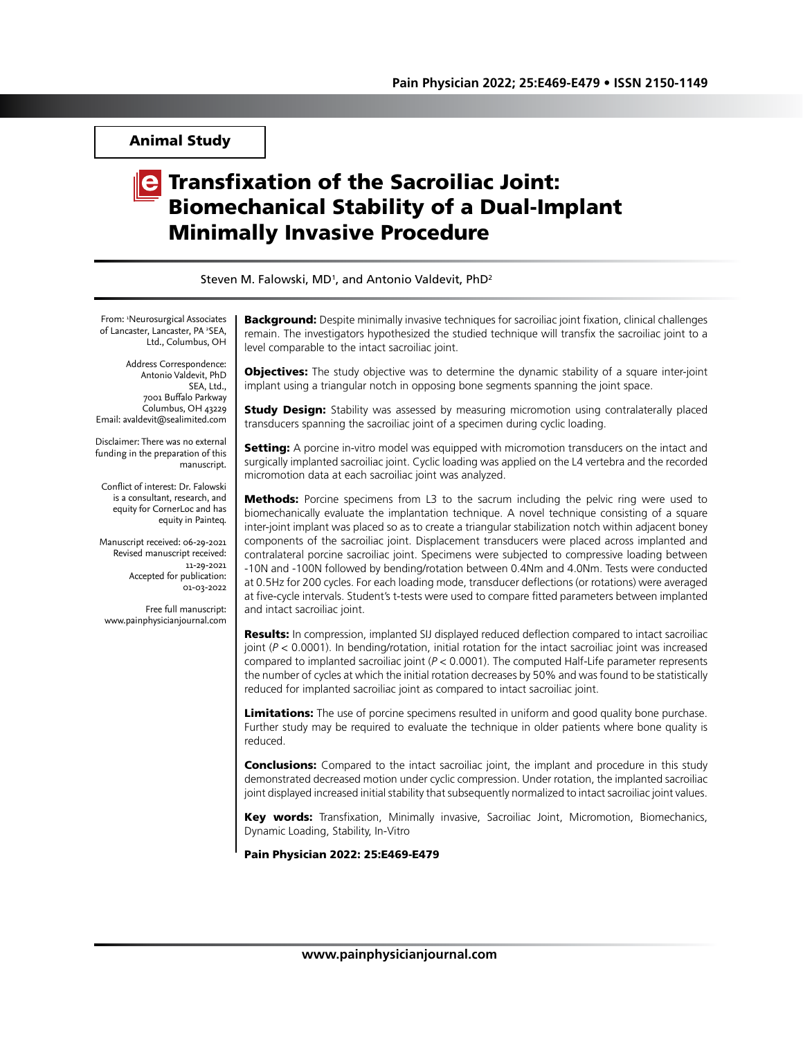Animal Study

# Transfixation of the Sacroiliac Joint: Biomechanical Stability of a Dual-Implant Minimally Invasive Procedure

Steven M. Falowski, MD[1], and Antonio Valdevit, PhD[2]

From: [1]Neurosurgical Associates of Lancaster, Lancaster, PA [2]SEA, Ltd., Columbus, OH

Address Correspondence:
Antonio Valdevit, PhD
SEA, Ltd.,
7001 Buffalo Parkway
Columbus, OH 43229
Email: avaldevit@sealimited.com

Disclaimer: There was no external funding in the preparation of this manuscript.

Conflict of interest: Dr. Falowski is a consultant, research, and equity for CornerLoc and has equity in Painteq.

Manuscript received: 06-29-2021
Revised manuscript received: 11-29-2021
Accepted for publication: 01-03-2022

Free full manuscript: www.painphysicianjournal.com

**Background:** Despite minimally invasive techniques for sacroiliac joint fixation, clinical challenges remain. The investigators hypothesized the studied technique will transfix the sacroiliac joint to a level comparable to the intact sacroiliac joint.

**Objectives:** The study objective was to determine the dynamic stability of a square inter-joint implant using a triangular notch in opposing bone segments spanning the joint space.

**Study Design:** Stability was assessed by measuring micromotion using contralaterally placed transducers spanning the sacroiliac joint of a specimen during cyclic loading.

**Setting:** A porcine in-vitro model was equipped with micromotion transducers on the intact and surgically implanted sacroiliac joint. Cyclic loading was applied on the L4 vertebra and the recorded micromotion data at each sacroiliac joint was analyzed.

**Methods:** Porcine specimens from L3 to the sacrum including the pelvic ring were used to biomechanically evaluate the implantation technique. A novel technique consisting of a square inter-joint implant was placed so as to create a triangular stabilization notch within adjacent boney components of the sacroiliac joint. Displacement transducers were placed across implanted and contralateral porcine sacroiliac joint. Specimens were subjected to compressive loading between -10N and -100N followed by bending/rotation between 0.4Nm and 4.0Nm. Tests were conducted at 0.5Hz for 200 cycles. For each loading mode, transducer deflections (or rotations) were averaged at five-cycle intervals. Student's t-tests were used to compare fitted parameters between implanted and intact sacroiliac joint.

**Results:** In compression, implanted SIJ displayed reduced deflection compared to intact sacroiliac joint ($P < 0.0001$). In bending/rotation, initial rotation for the intact sacroiliac joint was increased compared to implanted sacroiliac joint ($P < 0.0001$). The computed Half-Life parameter represents the number of cycles at which the initial rotation decreases by 50% and was found to be statistically reduced for implanted sacroiliac joint as compared to intact sacroiliac joint.

**Limitations:** The use of porcine specimens resulted in uniform and good quality bone purchase. Further study may be required to evaluate the technique in older patients where bone quality is reduced.

**Conclusions:** Compared to the intact sacroiliac joint, the implant and procedure in this study demonstrated decreased motion under cyclic compression. Under rotation, the implanted sacroiliac joint displayed increased initial stability that subsequently normalized to intact sacroiliac joint values.

**Key words:** Transfixation, Minimally invasive, Sacroiliac Joint, Micromotion, Biomechanics, Dynamic Loading, Stability, In-Vitro

**Pain Physician 2022: 25:E469-E479**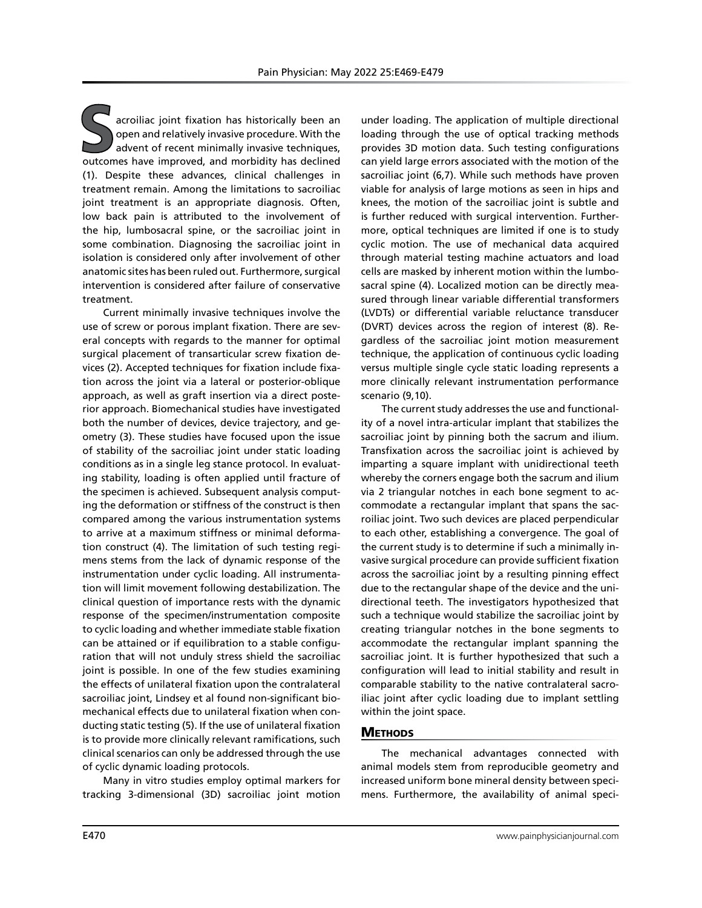Sacroiliac joint fixation has historically been an open and relatively invasive procedure. With the advent of recent minimally invasive techniques, outcomes have improved, and morbidity has declined (1). Despite these advances, clinical challenges in treatment remain. Among the limitations to sacroiliac joint treatment is an appropriate diagnosis. Often, low back pain is attributed to the involvement of the hip, lumbosacral spine, or the sacroiliac joint in some combination. Diagnosing the sacroiliac joint in isolation is considered only after involvement of other anatomic sites has been ruled out. Furthermore, surgical intervention is considered after failure of conservative treatment.

Current minimally invasive techniques involve the use of screw or porous implant fixation. There are several concepts with regards to the manner for optimal surgical placement of transarticular screw fixation devices (2). Accepted techniques for fixation include fixation across the joint via a lateral or posterior-oblique approach, as well as graft insertion via a direct posterior approach. Biomechanical studies have investigated both the number of devices, device trajectory, and geometry (3). These studies have focused upon the issue of stability of the sacroiliac joint under static loading conditions as in a single leg stance protocol. In evaluating stability, loading is often applied until fracture of the specimen is achieved. Subsequent analysis computing the deformation or stiffness of the construct is then compared among the various instrumentation systems to arrive at a maximum stiffness or minimal deformation construct (4). The limitation of such testing regimens stems from the lack of dynamic response of the instrumentation under cyclic loading. All instrumentation will limit movement following destabilization. The clinical question of importance rests with the dynamic response of the specimen/instrumentation composite to cyclic loading and whether immediate stable fixation can be attained or if equilibration to a stable configuration that will not unduly stress shield the sacroiliac joint is possible. In one of the few studies examining the effects of unilateral fixation upon the contralateral sacroiliac joint, Lindsey et al found non-significant biomechanical effects due to unilateral fixation when conducting static testing (5). If the use of unilateral fixation is to provide more clinically relevant ramifications, such clinical scenarios can only be addressed through the use of cyclic dynamic loading protocols.

Many in vitro studies employ optimal markers for tracking 3-dimensional (3D) sacroiliac joint motion under loading. The application of multiple directional loading through the use of optical tracking methods provides 3D motion data. Such testing configurations can yield large errors associated with the motion of the sacroiliac joint (6,7). While such methods have proven viable for analysis of large motions as seen in hips and knees, the motion of the sacroiliac joint is subtle and is further reduced with surgical intervention. Furthermore, optical techniques are limited if one is to study cyclic motion. The use of mechanical data acquired through material testing machine actuators and load cells are masked by inherent motion within the lumbosacral spine (4). Localized motion can be directly measured through linear variable differential transformers (LVDTs) or differential variable reluctance transducer (DVRT) devices across the region of interest (8). Regardless of the sacroiliac joint motion measurement technique, the application of continuous cyclic loading versus multiple single cycle static loading represents a more clinically relevant instrumentation performance scenario (9,10).

The current study addresses the use and functionality of a novel intra-articular implant that stabilizes the sacroiliac joint by pinning both the sacrum and ilium. Transfixation across the sacroiliac joint is achieved by imparting a square implant with unidirectional teeth whereby the corners engage both the sacrum and ilium via 2 triangular notches in each bone segment to accommodate a rectangular implant that spans the sacroiliac joint. Two such devices are placed perpendicular to each other, establishing a convergence. The goal of the current study is to determine if such a minimally invasive surgical procedure can provide sufficient fixation across the sacroiliac joint by a resulting pinning effect due to the rectangular shape of the device and the unidirectional teeth. The investigators hypothesized that such a technique would stabilize the sacroiliac joint by creating triangular notches in the bone segments to accommodate the rectangular implant spanning the sacroiliac joint. It is further hypothesized that such a configuration will lead to initial stability and result in comparable stability to the native contralateral sacroiliac joint after cyclic loading due to implant settling within the joint space.

## Methods

The mechanical advantages connected with animal models stem from reproducible geometry and increased uniform bone mineral density between specimens. Furthermore, the availability of animal speci-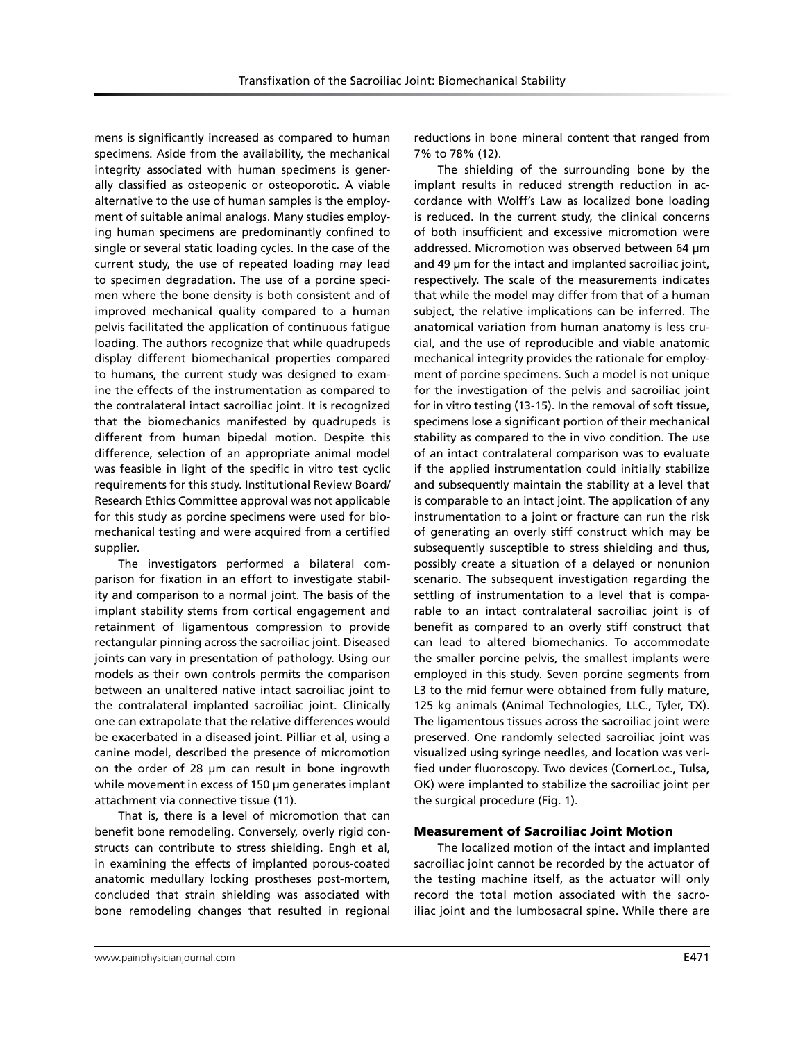mens is significantly increased as compared to human specimens. Aside from the availability, the mechanical integrity associated with human specimens is generally classified as osteopenic or osteoporotic. A viable alternative to the use of human samples is the employment of suitable animal analogs. Many studies employing human specimens are predominantly confined to single or several static loading cycles. In the case of the current study, the use of repeated loading may lead to specimen degradation. The use of a porcine specimen where the bone density is both consistent and of improved mechanical quality compared to a human pelvis facilitated the application of continuous fatigue loading. The authors recognize that while quadrupeds display different biomechanical properties compared to humans, the current study was designed to examine the effects of the instrumentation as compared to the contralateral intact sacroiliac joint. It is recognized that the biomechanics manifested by quadrupeds is different from human bipedal motion. Despite this difference, selection of an appropriate animal model was feasible in light of the specific in vitro test cyclic requirements for this study. Institutional Review Board/Research Ethics Committee approval was not applicable for this study as porcine specimens were used for biomechanical testing and were acquired from a certified supplier.

The investigators performed a bilateral comparison for fixation in an effort to investigate stability and comparison to a normal joint. The basis of the implant stability stems from cortical engagement and retainment of ligamentous compression to provide rectangular pinning across the sacroiliac joint. Diseased joints can vary in presentation of pathology. Using our models as their own controls permits the comparison between an unaltered native intact sacroiliac joint to the contralateral implanted sacroiliac joint. Clinically one can extrapolate that the relative differences would be exacerbated in a diseased joint. Pilliar et al, using a canine model, described the presence of micromotion on the order of 28 µm can result in bone ingrowth while movement in excess of 150 µm generates implant attachment via connective tissue (11).

That is, there is a level of micromotion that can benefit bone remodeling. Conversely, overly rigid constructs can contribute to stress shielding. Engh et al, in examining the effects of implanted porous-coated anatomic medullary locking prostheses post-mortem, concluded that strain shielding was associated with bone remodeling changes that resulted in regional reductions in bone mineral content that ranged from 7% to 78% (12).

The shielding of the surrounding bone by the implant results in reduced strength reduction in accordance with Wolff's Law as localized bone loading is reduced. In the current study, the clinical concerns of both insufficient and excessive micromotion were addressed. Micromotion was observed between 64 µm and 49 µm for the intact and implanted sacroiliac joint, respectively. The scale of the measurements indicates that while the model may differ from that of a human subject, the relative implications can be inferred. The anatomical variation from human anatomy is less crucial, and the use of reproducible and viable anatomic mechanical integrity provides the rationale for employment of porcine specimens. Such a model is not unique for the investigation of the pelvis and sacroiliac joint for in vitro testing (13-15). In the removal of soft tissue, specimens lose a significant portion of their mechanical stability as compared to the in vivo condition. The use of an intact contralateral comparison was to evaluate if the applied instrumentation could initially stabilize and subsequently maintain the stability at a level that is comparable to an intact joint. The application of any instrumentation to a joint or fracture can run the risk of generating an overly stiff construct which may be subsequently susceptible to stress shielding and thus, possibly create a situation of a delayed or nonunion scenario. The subsequent investigation regarding the settling of instrumentation to a level that is comparable to an intact contralateral sacroiliac joint is of benefit as compared to an overly stiff construct that can lead to altered biomechanics. To accommodate the smaller porcine pelvis, the smallest implants were employed in this study. Seven porcine segments from L3 to the mid femur were obtained from fully mature, 125 kg animals (Animal Technologies, LLC., Tyler, TX). The ligamentous tissues across the sacroiliac joint were preserved. One randomly selected sacroiliac joint was visualized using syringe needles, and location was verified under fluoroscopy. Two devices (CornerLoc., Tulsa, OK) were implanted to stabilize the sacroiliac joint per the surgical procedure (Fig. 1).

## Measurement of Sacroiliac Joint Motion

The localized motion of the intact and implanted sacroiliac joint cannot be recorded by the actuator of the testing machine itself, as the actuator will only record the total motion associated with the sacroiliac joint and the lumbosacral spine. While there are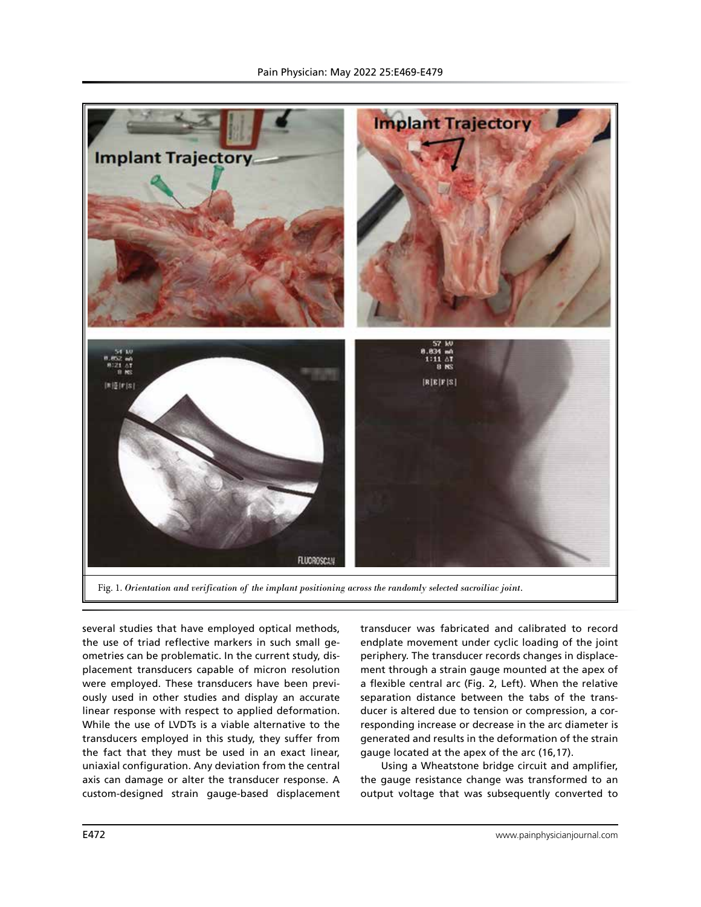Fig. 1. *Orientation and verification of the implant positioning across the randomly selected sacroiliac joint.*

several studies that have employed optical methods, the use of triad reflective markers in such small geometries can be problematic. In the current study, displacement transducers capable of micron resolution were employed. These transducers have been previously used in other studies and display an accurate linear response with respect to applied deformation. While the use of LVDTs is a viable alternative to the transducers employed in this study, they suffer from the fact that they must be used in an exact linear, uniaxial configuration. Any deviation from the central axis can damage or alter the transducer response. A custom-designed strain gauge-based displacement transducer was fabricated and calibrated to record endplate movement under cyclic loading of the joint periphery. The transducer records changes in displacement through a strain gauge mounted at the apex of a flexible central arc (Fig. 2, Left). When the relative separation distance between the tabs of the transducer is altered due to tension or compression, a corresponding increase or decrease in the arc diameter is generated and results in the deformation of the strain gauge located at the apex of the arc (16,17).

Using a Wheatstone bridge circuit and amplifier, the gauge resistance change was transformed to an output voltage that was subsequently converted to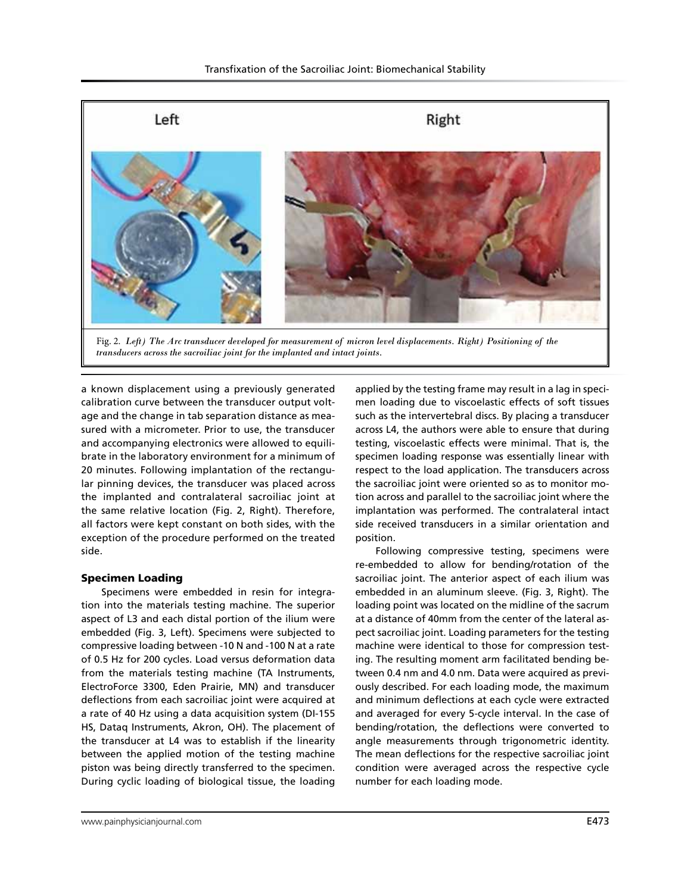Fig. 2. *Left) The Arc transducer developed for measurement of micron level displacements. Right) Positioning of the transducers across the sacroiliac joint for the implanted and intact joints.*

a known displacement using a previously generated calibration curve between the transducer output voltage and the change in tab separation distance as measured with a micrometer. Prior to use, the transducer and accompanying electronics were allowed to equilibrate in the laboratory environment for a minimum of 20 minutes. Following implantation of the rectangular pinning devices, the transducer was placed across the implanted and contralateral sacroiliac joint at the same relative location (Fig. 2, Right). Therefore, all factors were kept constant on both sides, with the exception of the procedure performed on the treated side.

### Specimen Loading

Specimens were embedded in resin for integration into the materials testing machine. The superior aspect of L3 and each distal portion of the ilium were embedded (Fig. 3, Left). Specimens were subjected to compressive loading between -10 N and -100 N at a rate of 0.5 Hz for 200 cycles. Load versus deformation data from the materials testing machine (TA Instruments, ElectroForce 3300, Eden Prairie, MN) and transducer deflections from each sacroiliac joint were acquired at a rate of 40 Hz using a data acquisition system (DI-155 HS, Dataq Instruments, Akron, OH). The placement of the transducer at L4 was to establish if the linearity between the applied motion of the testing machine piston was being directly transferred to the specimen. During cyclic loading of biological tissue, the loading applied by the testing frame may result in a lag in specimen loading due to viscoelastic effects of soft tissues such as the intervertebral discs. By placing a transducer across L4, the authors were able to ensure that during testing, viscoelastic effects were minimal. That is, the specimen loading response was essentially linear with respect to the load application. The transducers across the sacroiliac joint were oriented so as to monitor motion across and parallel to the sacroiliac joint where the implantation was performed. The contralateral intact side received transducers in a similar orientation and position.

Following compressive testing, specimens were re-embedded to allow for bending/rotation of the sacroiliac joint. The anterior aspect of each ilium was embedded in an aluminum sleeve. (Fig. 3, Right). The loading point was located on the midline of the sacrum at a distance of 40mm from the center of the lateral aspect sacroiliac joint. Loading parameters for the testing machine were identical to those for compression testing. The resulting moment arm facilitated bending between 0.4 nm and 4.0 nm. Data were acquired as previously described. For each loading mode, the maximum and minimum deflections at each cycle were extracted and averaged for every 5-cycle interval. In the case of bending/rotation, the deflections were converted to angle measurements through trigonometric identity. The mean deflections for the respective sacroiliac joint condition were averaged across the respective cycle number for each loading mode.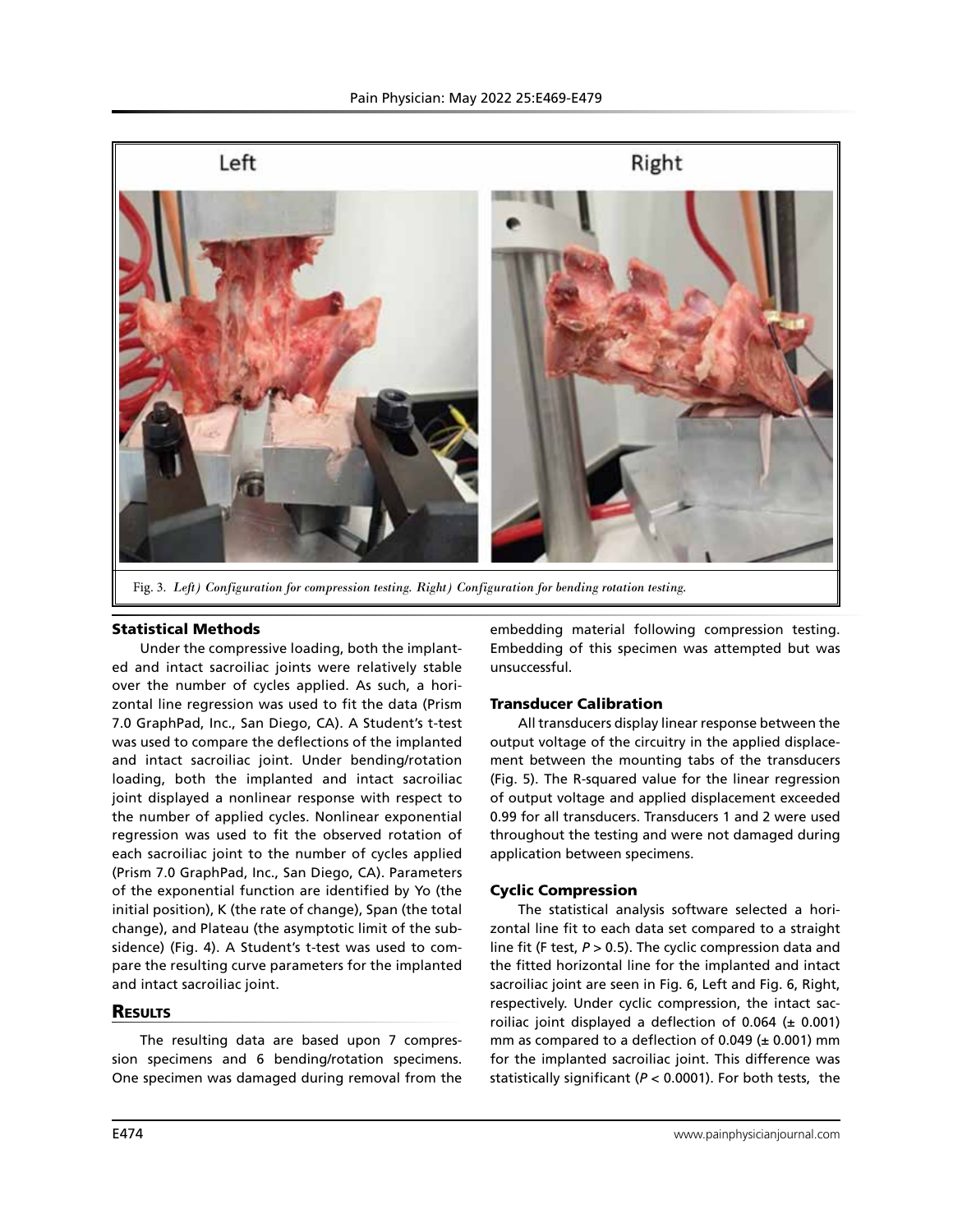Fig. 3. *Left) Configuration for compression testing. Right) Configuration for bending rotation testing.*

### Statistical Methods

Under the compressive loading, both the implanted and intact sacroiliac joints were relatively stable over the number of cycles applied. As such, a horizontal line regression was used to fit the data (Prism 7.0 GraphPad, Inc., San Diego, CA). A Student's t-test was used to compare the deflections of the implanted and intact sacroiliac joint. Under bending/rotation loading, both the implanted and intact sacroiliac joint displayed a nonlinear response with respect to the number of applied cycles. Nonlinear exponential regression was used to fit the observed rotation of each sacroiliac joint to the number of cycles applied (Prism 7.0 GraphPad, Inc., San Diego, CA). Parameters of the exponential function are identified by Yo (the initial position), K (the rate of change), Span (the total change), and Plateau (the asymptotic limit of the subsidence) (Fig. 4). A Student's t-test was used to compare the resulting curve parameters for the implanted and intact sacroiliac joint.

## Results

The resulting data are based upon 7 compression specimens and 6 bending/rotation specimens. One specimen was damaged during removal from the embedding material following compression testing. Embedding of this specimen was attempted but was unsuccessful.

### Transducer Calibration

All transducers display linear response between the output voltage of the circuitry in the applied displacement between the mounting tabs of the transducers (Fig. 5). The R-squared value for the linear regression of output voltage and applied displacement exceeded 0.99 for all transducers. Transducers 1 and 2 were used throughout the testing and were not damaged during application between specimens.

### Cyclic Compression

The statistical analysis software selected a horizontal line fit to each data set compared to a straight line fit (F test, $P > 0.5$). The cyclic compression data and the fitted horizontal line for the implanted and intact sacroiliac joint are seen in Fig. 6, Left and Fig. 6, Right, respectively. Under cyclic compression, the intact sacroiliac joint displayed a deflection of 0.064 ($\pm$ 0.001) mm as compared to a deflection of 0.049 ($\pm$ 0.001) mm for the implanted sacroiliac joint. This difference was statistically significant ($P < 0.0001$). For both tests, the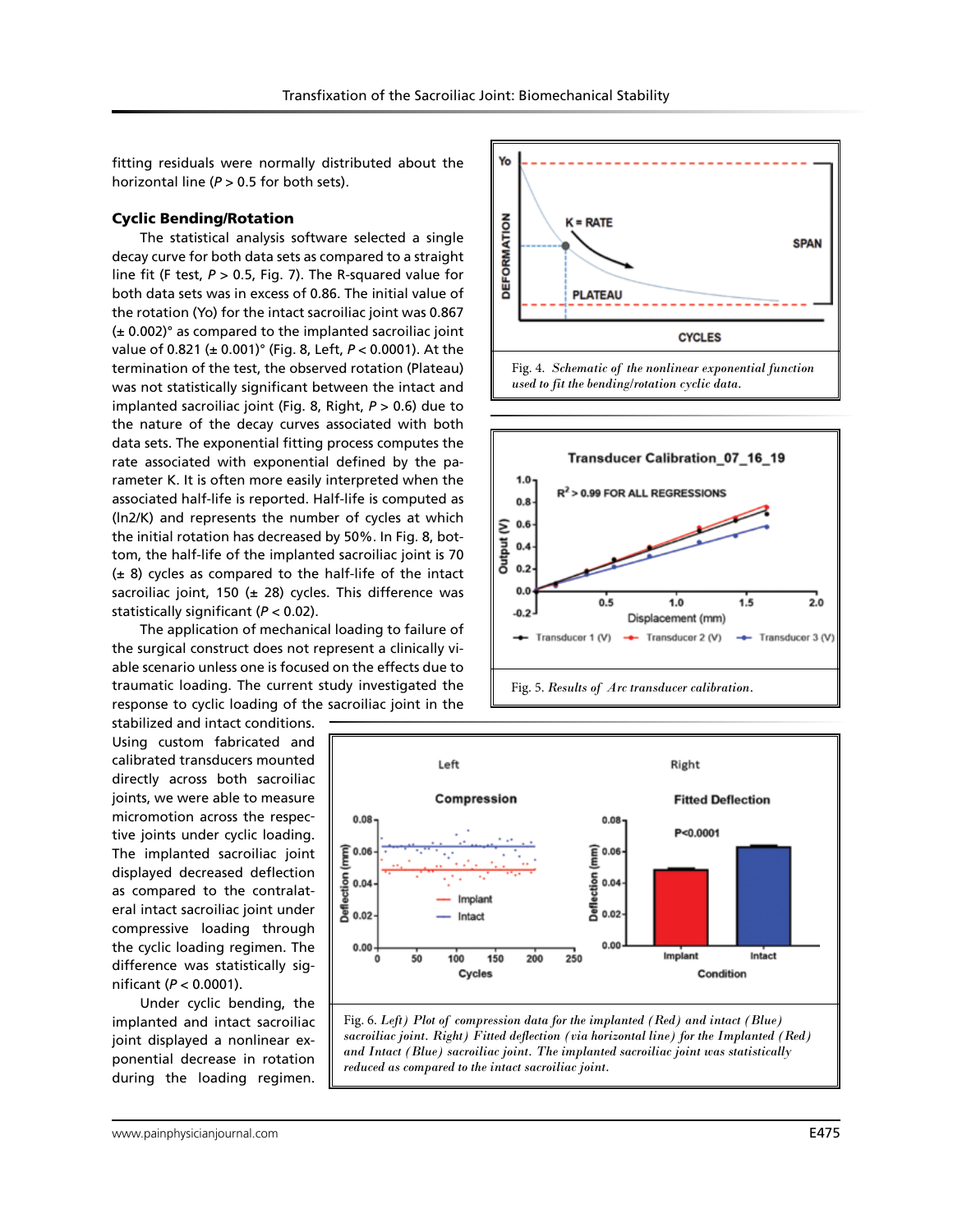fitting residuals were normally distributed about the horizontal line ($P > 0.5$ for both sets).

### Cyclic Bending/Rotation

The statistical analysis software selected a single decay curve for both data sets as compared to a straight line fit (F test, $P > 0.5$, Fig. 7). The R-squared value for both data sets was in excess of 0.86. The initial value of the rotation (Yo) for the intact sacroiliac joint was 0.867 (± 0.002)° as compared to the implanted sacroiliac joint value of 0.821 (± 0.001)° (Fig. 8, Left, $P < 0.0001$). At the termination of the test, the observed rotation (Plateau) was not statistically significant between the intact and implanted sacroiliac joint (Fig. 8, Right, $P > 0.6$) due to the nature of the decay curves associated with both data sets. The exponential fitting process computes the rate associated with exponential defined by the parameter K. It is often more easily interpreted when the associated half-life is reported. Half-life is computed as (ln2/K) and represents the number of cycles at which the initial rotation has decreased by 50%. In Fig. 8, bottom, the half-life of the implanted sacroiliac joint is 70 (± 8) cycles as compared to the half-life of the intact sacroiliac joint, 150 (± 28) cycles. This difference was statistically significant ($P < 0.02$).

The application of mechanical loading to failure of the surgical construct does not represent a clinically viable scenario unless one is focused on the effects due to traumatic loading. The current study investigated the response to cyclic loading of the sacroiliac joint in the stabilized and intact conditions. Using custom fabricated and calibrated transducers mounted directly across both sacroiliac joints, we were able to measure micromotion across the respective joints under cyclic loading. The implanted sacroiliac joint displayed decreased deflection as compared to the contralateral intact sacroiliac joint under compressive loading through the cyclic loading regimen. The difference was statistically significant ($P < 0.0001$).

Under cyclic bending, the implanted and intact sacroiliac joint displayed a nonlinear exponential decrease in rotation during the loading regimen.

Fig. 4. *Schematic of the nonlinear exponential function used to fit the bending/rotation cyclic data.*

Fig. 5. *Results of Arc transducer calibration.*

Fig. 6. *Left) Plot of compression data for the implanted (Red) and intact (Blue) sacroiliac joint. Right) Fitted deflection (via horizontal line) for the Implanted (Red) and Intact (Blue) sacroiliac joint. The implanted sacroiliac joint was statistically reduced as compared to the intact sacroiliac joint.*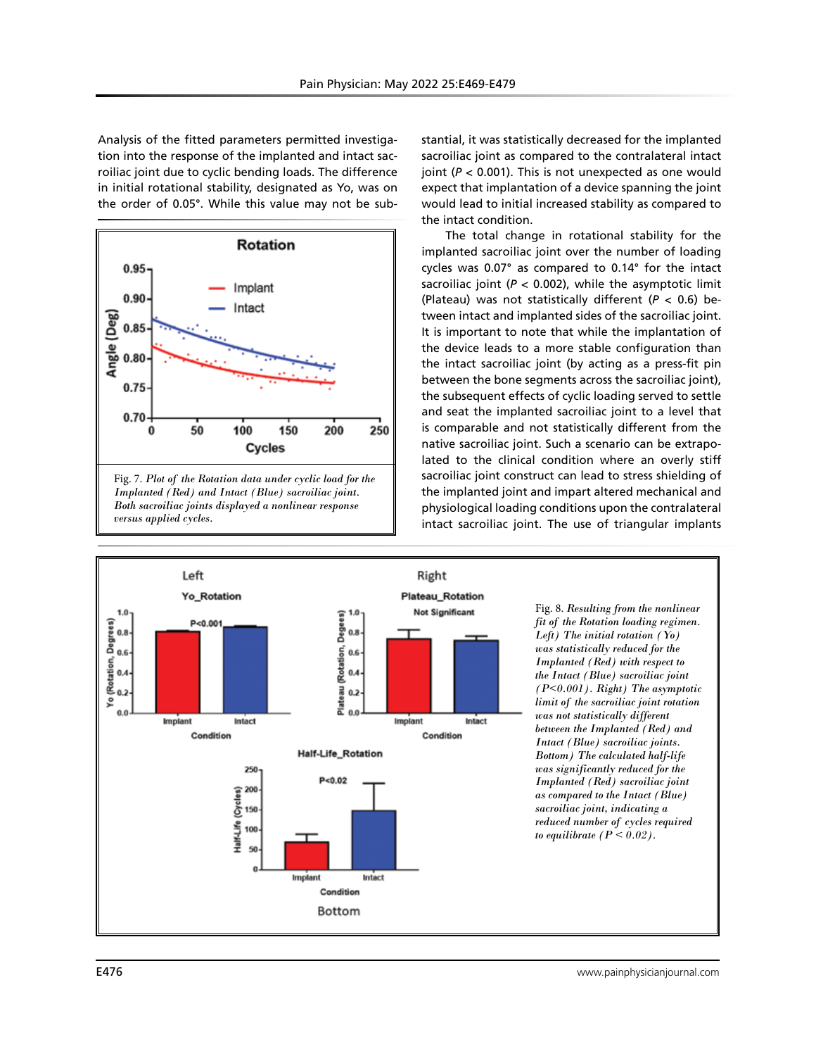Analysis of the fitted parameters permitted investigation into the response of the implanted and intact sacroiliac joint due to cyclic bending loads. The difference in initial rotational stability, designated as Yo, was on the order of 0.05°. While this value may not be substantial, it was statistically decreased for the implanted sacroiliac joint as compared to the contralateral intact joint ($P < 0.001$). This is not unexpected as one would expect that implantation of a device spanning the joint would lead to initial increased stability as compared to the intact condition.

Fig. 7. *Plot of the Rotation data under cyclic load for the Implanted (Red) and Intact (Blue) sacroiliac joint. Both sacroiliac joints displayed a nonlinear response versus applied cycles.*

The total change in rotational stability for the implanted sacroiliac joint over the number of loading cycles was 0.07° as compared to 0.14° for the intact sacroiliac joint ($P < 0.002$), while the asymptotic limit (Plateau) was not statistically different ($P < 0.6$) between intact and implanted sides of the sacroiliac joint. It is important to note that while the implantation of the device leads to a more stable configuration than the intact sacroiliac joint (by acting as a press-fit pin between the bone segments across the sacroiliac joint), the subsequent effects of cyclic loading served to settle and seat the implanted sacroiliac joint to a level that is comparable and not statistically different from the native sacroiliac joint. Such a scenario can be extrapolated to the clinical condition where an overly stiff sacroiliac joint construct can lead to stress shielding of the implanted joint and impart altered mechanical and physiological loading conditions upon the contralateral intact sacroiliac joint. The use of triangular implants

Fig. 8. *Resulting from the nonlinear fit of the Rotation loading regimen. Left) The initial rotation (Yo) was statistically reduced for the Implanted (Red) with respect to the Intact (Blue) sacroiliac joint ($P<0.001$). Right) The asymptotic limit of the sacroiliac joint rotation was not statistically different between the Implanted (Red) and Intact (Blue) sacroiliac joints. Bottom) The calculated half-life was significantly reduced for the Implanted (Red) sacroiliac joint as compared to the Intact (Blue) sacroiliac joint, indicating a reduced number of cycles required to equilibrate ($P < 0.02$).*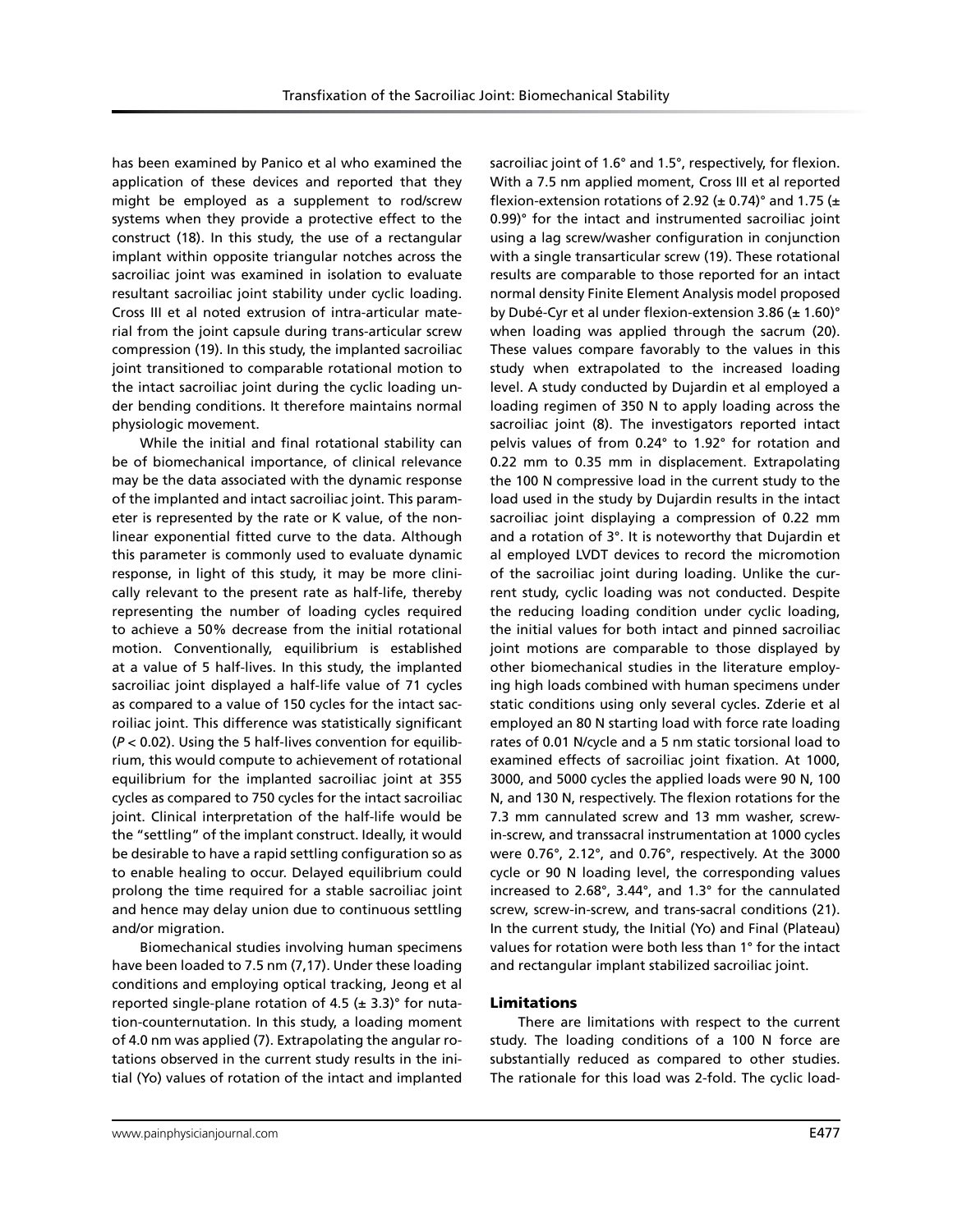has been examined by Panico et al who examined the application of these devices and reported that they might be employed as a supplement to rod/screw systems when they provide a protective effect to the construct (18). In this study, the use of a rectangular implant within opposite triangular notches across the sacroiliac joint was examined in isolation to evaluate resultant sacroiliac joint stability under cyclic loading. Cross III et al noted extrusion of intra-articular material from the joint capsule during trans-articular screw compression (19). In this study, the implanted sacroiliac joint transitioned to comparable rotational motion to the intact sacroiliac joint during the cyclic loading under bending conditions. It therefore maintains normal physiologic movement.

While the initial and final rotational stability can be of biomechanical importance, of clinical relevance may be the data associated with the dynamic response of the implanted and intact sacroiliac joint. This parameter is represented by the rate or K value, of the nonlinear exponential fitted curve to the data. Although this parameter is commonly used to evaluate dynamic response, in light of this study, it may be more clinically relevant to the present rate as half-life, thereby representing the number of loading cycles required to achieve a 50% decrease from the initial rotational motion. Conventionally, equilibrium is established at a value of 5 half-lives. In this study, the implanted sacroiliac joint displayed a half-life value of 71 cycles as compared to a value of 150 cycles for the intact sacroiliac joint. This difference was statistically significant ($P < 0.02$). Using the 5 half-lives convention for equilibrium, this would compute to achievement of rotational equilibrium for the implanted sacroiliac joint at 355 cycles as compared to 750 cycles for the intact sacroiliac joint. Clinical interpretation of the half-life would be the "settling" of the implant construct. Ideally, it would be desirable to have a rapid settling configuration so as to enable healing to occur. Delayed equilibrium could prolong the time required for a stable sacroiliac joint and hence may delay union due to continuous settling and/or migration.

Biomechanical studies involving human specimens have been loaded to 7.5 nm (7,17). Under these loading conditions and employing optical tracking, Jeong et al reported single-plane rotation of 4.5 (± 3.3)° for nutation-counternutation. In this study, a loading moment of 4.0 nm was applied (7). Extrapolating the angular rotations observed in the current study results in the initial (Yo) values of rotation of the intact and implanted sacroiliac joint of 1.6° and 1.5°, respectively, for flexion. With a 7.5 nm applied moment, Cross III et al reported flexion-extension rotations of 2.92 (± 0.74)° and 1.75 (± 0.99)° for the intact and instrumented sacroiliac joint using a lag screw/washer configuration in conjunction with a single transarticular screw (19). These rotational results are comparable to those reported for an intact normal density Finite Element Analysis model proposed by Dubé-Cyr et al under flexion-extension 3.86 (± 1.60)° when loading was applied through the sacrum (20). These values compare favorably to the values in this study when extrapolated to the increased loading level. A study conducted by Dujardin et al employed a loading regimen of 350 N to apply loading across the sacroiliac joint (8). The investigators reported intact pelvis values of from 0.24° to 1.92° for rotation and 0.22 mm to 0.35 mm in displacement. Extrapolating the 100 N compressive load in the current study to the load used in the study by Dujardin results in the intact sacroiliac joint displaying a compression of 0.22 mm and a rotation of 3°. It is noteworthy that Dujardin et al employed LVDT devices to record the micromotion of the sacroiliac joint during loading. Unlike the current study, cyclic loading was not conducted. Despite the reducing loading condition under cyclic loading, the initial values for both intact and pinned sacroiliac joint motions are comparable to those displayed by other biomechanical studies in the literature employing high loads combined with human specimens under static conditions using only several cycles. Zderie et al employed an 80 N starting load with force rate loading rates of 0.01 N/cycle and a 5 nm static torsional load to examined effects of sacroiliac joint fixation. At 1000, 3000, and 5000 cycles the applied loads were 90 N, 100 N, and 130 N, respectively. The flexion rotations for the 7.3 mm cannulated screw and 13 mm washer, screw-in-screw, and transsacral instrumentation at 1000 cycles were 0.76°, 2.12°, and 0.76°, respectively. At the 3000 cycle or 90 N loading level, the corresponding values increased to 2.68°, 3.44°, and 1.3° for the cannulated screw, screw-in-screw, and trans-sacral conditions (21). In the current study, the Initial (Yo) and Final (Plateau) values for rotation were both less than 1° for the intact and rectangular implant stabilized sacroiliac joint.

## Limitations

There are limitations with respect to the current study. The loading conditions of a 100 N force are substantially reduced as compared to other studies. The rationale for this load was 2-fold. The cyclic load-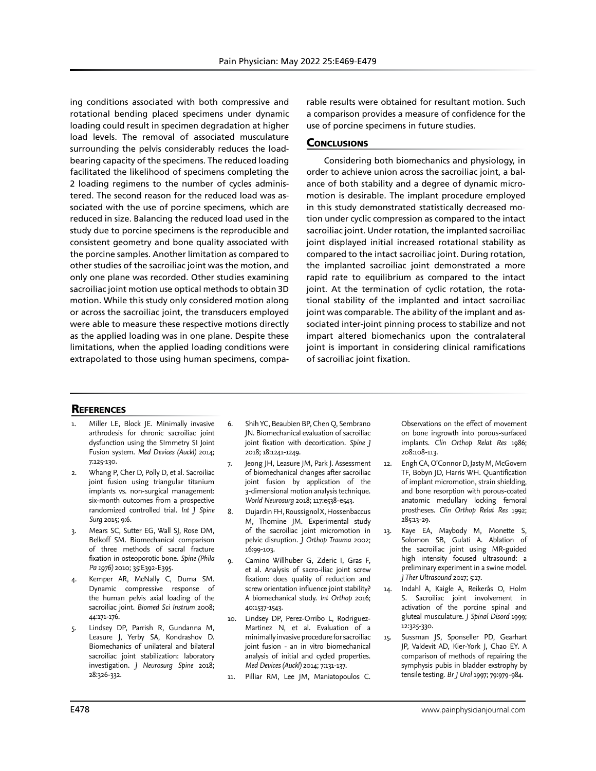ing conditions associated with both compressive and rotational bending placed specimens under dynamic loading could result in specimen degradation at higher load levels. The removal of associated musculature surrounding the pelvis considerably reduces the load-bearing capacity of the specimens. The reduced loading facilitated the likelihood of specimens completing the 2 loading regimens to the number of cycles administered. The second reason for the reduced load was associated with the use of porcine specimens, which are reduced in size. Balancing the reduced load used in the study due to porcine specimens is the reproducible and consistent geometry and bone quality associated with the porcine samples. Another limitation as compared to other studies of the sacroiliac joint was the motion, and only one plane was recorded. Other studies examining sacroiliac joint motion use optical methods to obtain 3D motion. While this study only considered motion along or across the sacroiliac joint, the transducers employed were able to measure these respective motions directly as the applied loading was in one plane. Despite these limitations, when the applied loading conditions were extrapolated to those using human specimens, comparable results were obtained for resultant motion. Such a comparison provides a measure of confidence for the use of porcine specimens in future studies.

## Conclusions

Considering both biomechanics and physiology, in order to achieve union across the sacroiliac joint, a balance of both stability and a degree of dynamic micromotion is desirable. The implant procedure employed in this study demonstrated statistically decreased motion under cyclic compression as compared to the intact sacroiliac joint. Under rotation, the implanted sacroiliac joint displayed initial increased rotational stability as compared to the intact sacroiliac joint. During rotation, the implanted sacroiliac joint demonstrated a more rapid rate to equilibrium as compared to the intact joint. At the termination of cyclic rotation, the rotational stability of the implanted and intact sacroiliac joint was comparable. The ability of the implant and associated inter-joint pinning process to stabilize and not impart altered biomechanics upon the contralateral joint is important in considering clinical ramifications of sacroiliac joint fixation.

## References

1. Miller LE, Block JE. Minimally invasive arthrodesis for chronic sacroiliac joint dysfunction using the SImmetry SI Joint Fusion system. *Med Devices (Auckl)* 2014; 7:125-130.
2. Whang P, Cher D, Polly D, et al. Sacroiliac joint fusion using triangular titanium implants vs. non-surgical management: six-month outcomes from a prospective randomized controlled trial. *Int J Spine Surg* 2015; 9:6.
3. Mears SC, Sutter EG, Wall SJ, Rose DM, Belkoff SM. Biomechanical comparison of three methods of sacral fracture fixation in osteoporotic bone. *Spine (Phila Pa 1976)* 2010; 35:E392-E395.
4. Kemper AR, McNally C, Duma SM. Dynamic compressive response of the human pelvis axial loading of the sacroiliac joint. *Biomed Sci Instrum* 2008; 44:171-176.
5. Lindsey DP, Parrish R, Gundanna M, Leasure J, Yerby SA, Kondrashov D. Biomechanics of unilateral and bilateral sacroiliac joint stabilization: laboratory investigation. *J Neurosurg Spine* 2018; 28:326-332.
6. Shih YC, Beaubien BP, Chen Q, Sembrano JN. Biomechanical evaluation of sacroiliac joint fixation with decortication. *Spine J* 2018; 18:1241-1249.
7. Jeong JH, Leasure JM, Park J. Assessment of biomechanical changes after sacroiliac joint fusion by application of the 3-dimensional motion analysis technique. *World Neurosurg* 2018; 117:e538-e543.
8. Dujardin FH, Roussignol X, Hossenbaccus M, Thomine JM. Experimental study of the sacroiliac joint micromotion in pelvic disruption. *J Orthop Trauma* 2002; 16:99-103.
9. Camino Willhuber G, Zderic I, Gras F, et al. Analysis of sacro-iliac joint screw fixation: does quality of reduction and screw orientation influence joint stability? A biomechanical study. *Int Orthop* 2016; 40:1537-1543.
10. Lindsey DP, Perez-Orribo L, Rodriguez-Martinez N, et al. Evaluation of a minimally invasive procedure for sacroiliac joint fusion - an in vitro biomechanical analysis of initial and cycled properties. *Med Devices (Auckl)* 2014; 7:131-137.
11. Pilliar RM, Lee JM, Maniatopoulos C. Observations on the effect of movement on bone ingrowth into porous-surfaced implants. *Clin Orthop Relat Res* 1986; 208:108-113.
12. Engh CA, O'Connor D, Jasty M, McGovern TF, Bobyn JD, Harris WH. Quantification of implant micromotion, strain shielding, and bone resorption with porous-coated anatomic medullary locking femoral prostheses. *Clin Orthop Relat Res* 1992; 285:13-29.
13. Kaye EA, Maybody M, Monette S, Solomon SB, Gulati A. Ablation of the sacroiliac joint using MR-guided high intensity focused ultrasound: a preliminary experiment in a swine model. *J Ther Ultrasound* 2017; 5:17.
14. Indahl A, Kaigle A, Reikerås O, Holm S. Sacroiliac joint involvement in activation of the porcine spinal and gluteal musculature. *J Spinal Disord* 1999; 12:325-330.
15. Sussman JS, Sponseller PD, Gearhart JP, Valdevit AD, Kier-York J, Chao EY. A comparison of methods of repairing the symphysis pubis in bladder exstrophy by tensile testing. *Br J Urol* 1997; 79:979-984.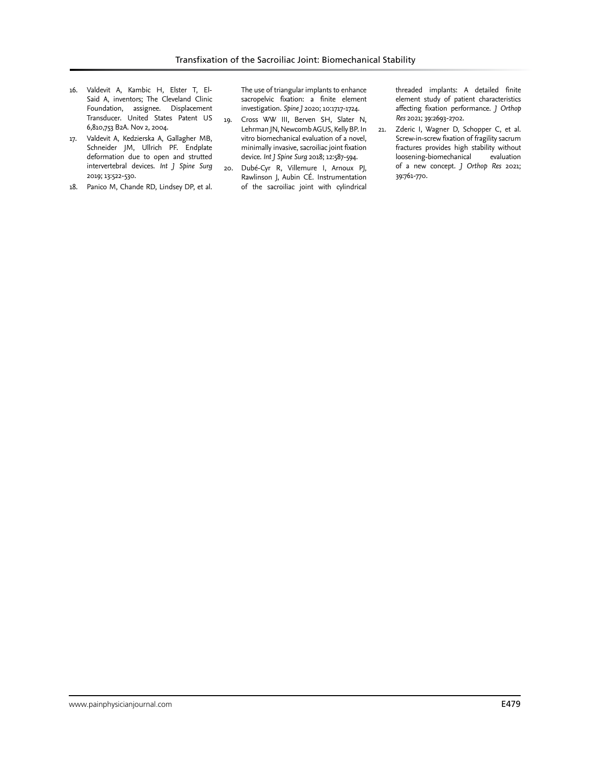16. Valdevit A, Kambic H, Elster T, El-Said A, inventors; The Cleveland Clinic Foundation, assignee. Displacement Transducer. United States Patent US 6,810,753 B2A. Nov 2, 2004.
17. Valdevit A, Kedzierska A, Gallagher MB, Schneider JM, Ullrich PF. Endplate deformation due to open and strutted intervertebral devices. *Int J Spine Surg* 2019; 13:522-530.
18. Panico M, Chande RD, Lindsey DP, et al. The use of triangular implants to enhance sacropelvic fixation: a finite element investigation. *Spine J* 2020; 10:1717-1724.
19. Cross WW III, Berven SH, Slater N, Lehrman JN, Newcomb AGUS, Kelly BP. In vitro biomechanical evaluation of a novel, minimally invasive, sacroiliac joint fixation device. *Int J Spine Surg* 2018; 12:587-594.
20. Dubé-Cyr R, Villemure I, Arnoux PJ, Rawlinson J, Aubin CÉ. Instrumentation of the sacroiliac joint with cylindrical threaded implants: A detailed finite element study of patient characteristics affecting fixation performance. *J Orthop Res* 2021; 39:2693-2702.
21. Zderic I, Wagner D, Schopper C, et al. Screw-in-screw fixation of fragility sacrum fractures provides high stability without loosening-biomechanical evaluation of a new concept. *J Orthop Res* 2021; 39:761-770.